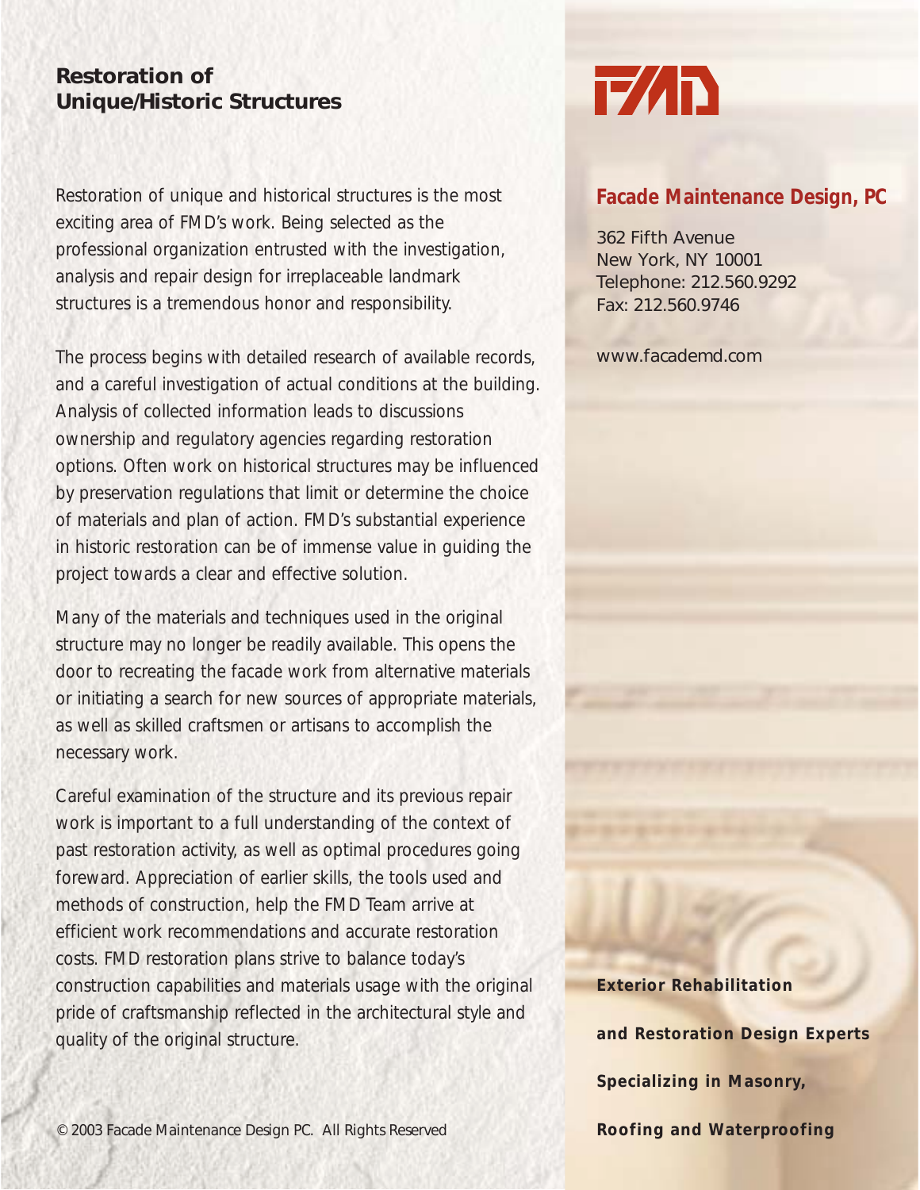## Restoration of Unique/Historic Structures

Restoration of unique and historical structures is the most exciting area of FMD's work. Being selected as the professional organization entrusted with the investigation, analysis and repair design for irreplaceable landmark structures is a tremendous honor and responsibility.

The process begins with detailed research of available records, and a careful investigation of actual conditions at the building. Analysis of collected information leads to discussions ownership and regulatory agencies regarding restoration options. Often work on historical structures may be influenced by preservation regulations that limit or determine the choice of materials and plan of action. FMD's substantial experience in historic restoration can be of immense value in guiding the project towards a clear and effective solution.

Many of the materials and techniques used in the original structure may no longer be readily available. This opens the door to recreating the facade work from alternative materials or initiating a search for new sources of appropriate materials, as well as skilled craftsmen or artisans to accomplish the necessary work.

Careful examination of the structure and its previous repair work is important to a full understanding of the context of past restoration activity, as well as optimal procedures going foreward. Appreciation of earlier skills, the tools used and methods of construction, help the FMD Team arrive at efficient work recommendations and accurate restoration costs. FMD restoration plans strive to balance today's construction capabilities and materials usage with the original pride of craftsmanship reflected in the architectural style and quality of the original structure.

© 2003 Facade Maintenance Design PC. All Rights Reserved

FMD

**Facade Maintenance Design, PC**

362 Fifth Avenue
New York, NY 10001
Telephone: 212.560.9292
Fax: 212.560.9746

www.facademd.com

**Exterior Rehabilitation and Restoration Design Experts Specializing in Masonry, Roofing and Waterproofing**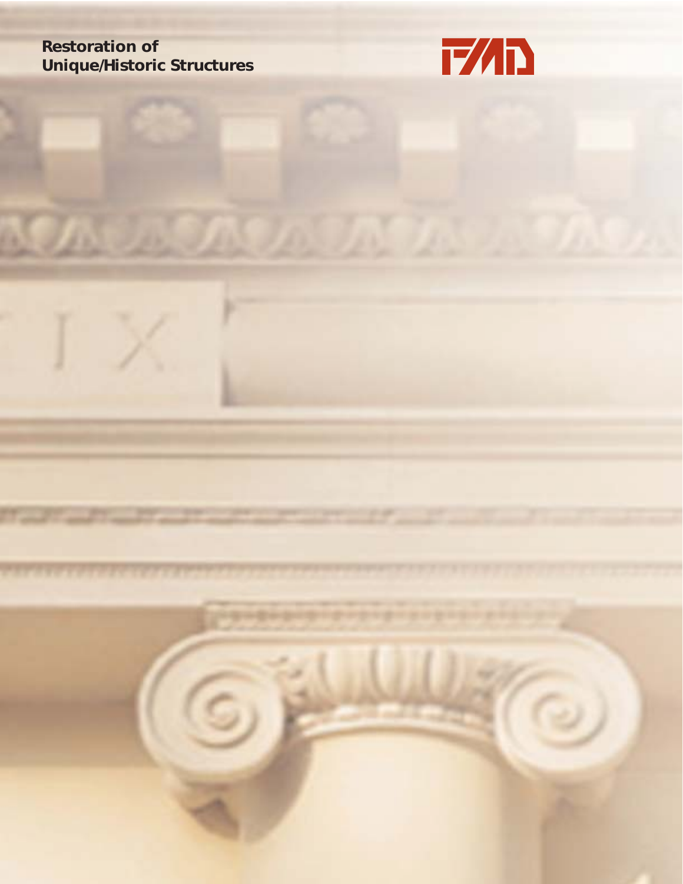**Restoration of Unique/Historic Structures**